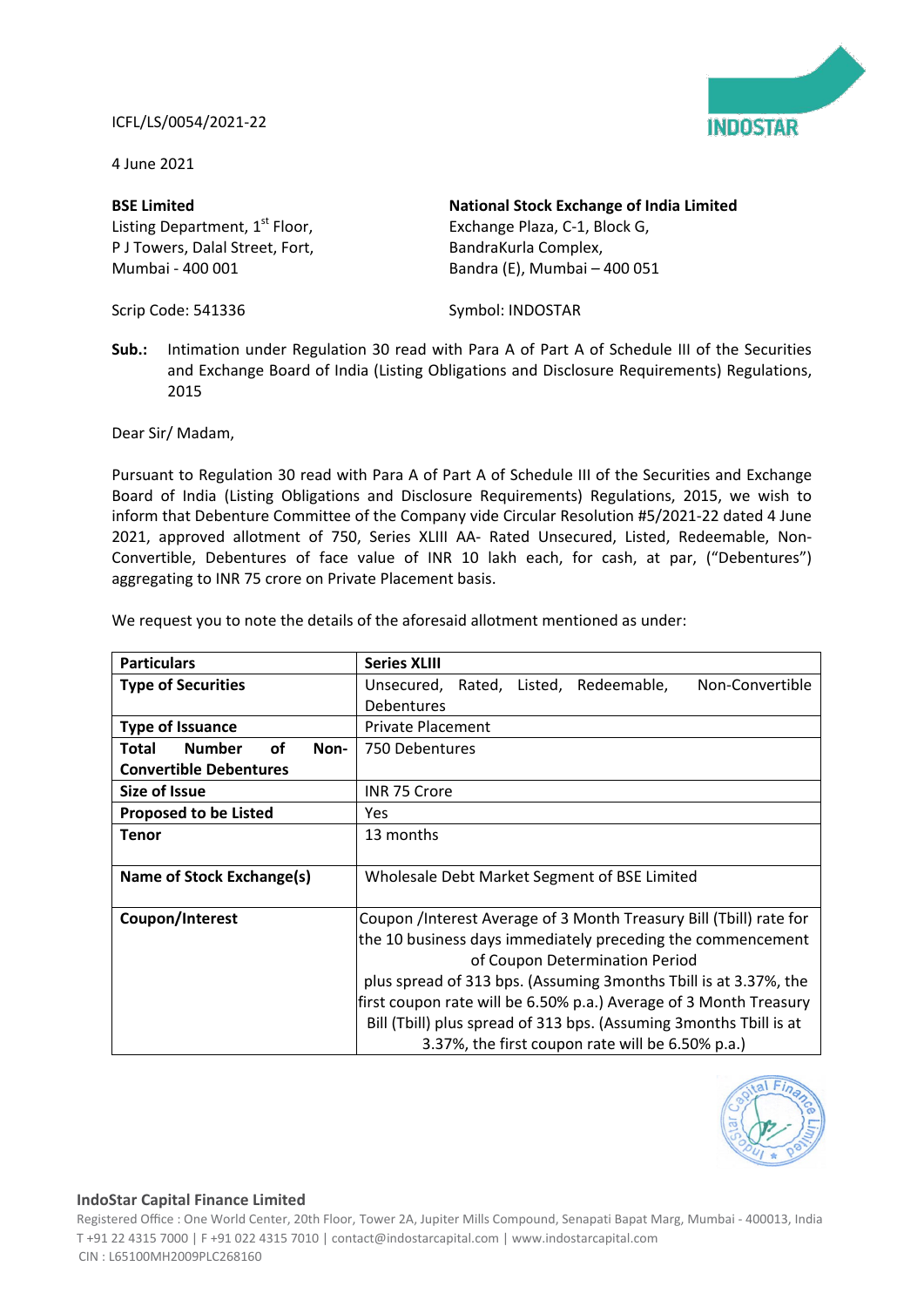ICFL/LS/0054/2021-22

4 June 2021

**BSE Limited**
Listing Department, 1st Floor,
P J Towers, Dalal Street, Fort,
Mumbai - 400 001

Scrip Code: 541336

**National Stock Exchange of India Limited**
Exchange Plaza, C-1, Block G,
BandraKurla Complex,
Bandra (E), Mumbai – 400 051

Symbol: INDOSTAR

**Sub.:** Intimation under Regulation 30 read with Para A of Part A of Schedule III of the Securities and Exchange Board of India (Listing Obligations and Disclosure Requirements) Regulations, 2015

Dear Sir/ Madam,

Pursuant to Regulation 30 read with Para A of Part A of Schedule III of the Securities and Exchange Board of India (Listing Obligations and Disclosure Requirements) Regulations, 2015, we wish to inform that Debenture Committee of the Company vide Circular Resolution #5/2021-22 dated 4 June 2021, approved allotment of 750, Series XLIII AA- Rated Unsecured, Listed, Redeemable, Non-Convertible, Debentures of face value of INR 10 lakh each, for cash, at par, ("Debentures") aggregating to INR 75 crore on Private Placement basis.

We request you to note the details of the aforesaid allotment mentioned as under:

| **Particulars** | **Series XLIII** |
|---|---|
| **Type of Securities** | Unsecured, Rated, Listed, Redeemable, Non-Convertible Debentures |
| **Type of Issuance** | Private Placement |
| **Total Number of Non-Convertible Debentures** | 750 Debentures |
| **Size of Issue** | INR 75 Crore |
| **Proposed to be Listed** | Yes |
| **Tenor** | 13 months |
| **Name of Stock Exchange(s)** | Wholesale Debt Market Segment of BSE Limited |
| **Coupon/Interest** | Coupon /Interest Average of 3 Month Treasury Bill (Tbill) rate for the 10 business days immediately preceding the commencement of Coupon Determination Period plus spread of 313 bps. (Assuming 3months Tbill is at 3.37%, the first coupon rate will be 6.50% p.a.) Average of 3 Month Treasury Bill (Tbill) plus spread of 313 bps. (Assuming 3months Tbill is at 3.37%, the first coupon rate will be 6.50% p.a.) |

**IndoStar Capital Finance Limited**
Registered Office : One World Center, 20th Floor, Tower 2A, Jupiter Mills Compound, Senapati Bapat Marg, Mumbai - 400013, India
T +91 22 4315 7000 | F +91 022 4315 7010 | contact@indostarcapital.com | www.indostarcapital.com
CIN : L65100MH2009PLC268160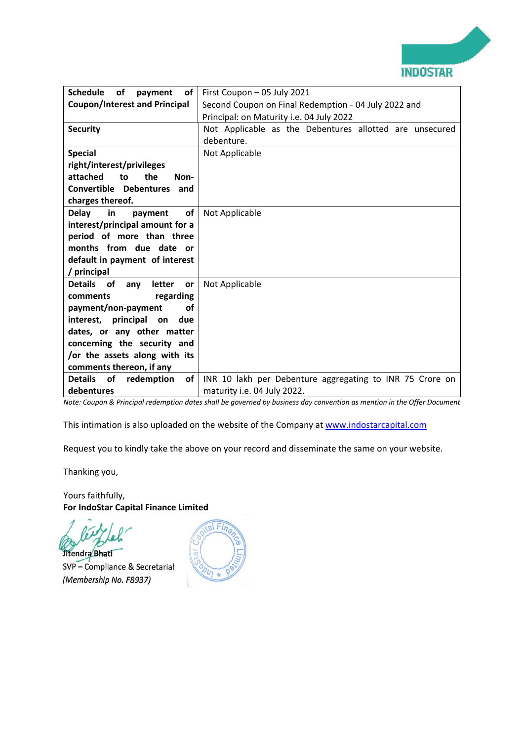| | |
|---|---|
| **Schedule of payment of Coupon/Interest and Principal** | First Coupon – 05 July 2021<br>Second Coupon on Final Redemption - 04 July 2022 and<br>Principal: on Maturity i.e. 04 July 2022 |
| **Security** | Not Applicable as the Debentures allotted are unsecured debenture. |
| **Special right/interest/privileges attached to the Non-Convertible Debentures and charges thereof.** | Not Applicable |
| **Delay in payment of interest/principal amount for a period of more than three months from due date or default in payment of interest / principal** | Not Applicable |
| **Details of any letter or comments regarding payment/non-payment of interest, principal on due dates, or any other matter concerning the security and /or the assets along with its comments thereon, if any** | Not Applicable |
| **Details of redemption of debentures** | INR 10 lakh per Debenture aggregating to INR 75 Crore on maturity i.e. 04 July 2022. |

*Note: Coupon & Principal redemption dates shall be governed by business day convention as mention in the Offer Document*

This intimation is also uploaded on the website of the Company at www.indostarcapital.com

Request you to kindly take the above on your record and disseminate the same on your website.

Thanking you,

Yours faithfully,
**For IndoStar Capital Finance Limited**

Jitendra Bhati
SVP – Compliance & Secretarial
*(Membership No. F8937)*